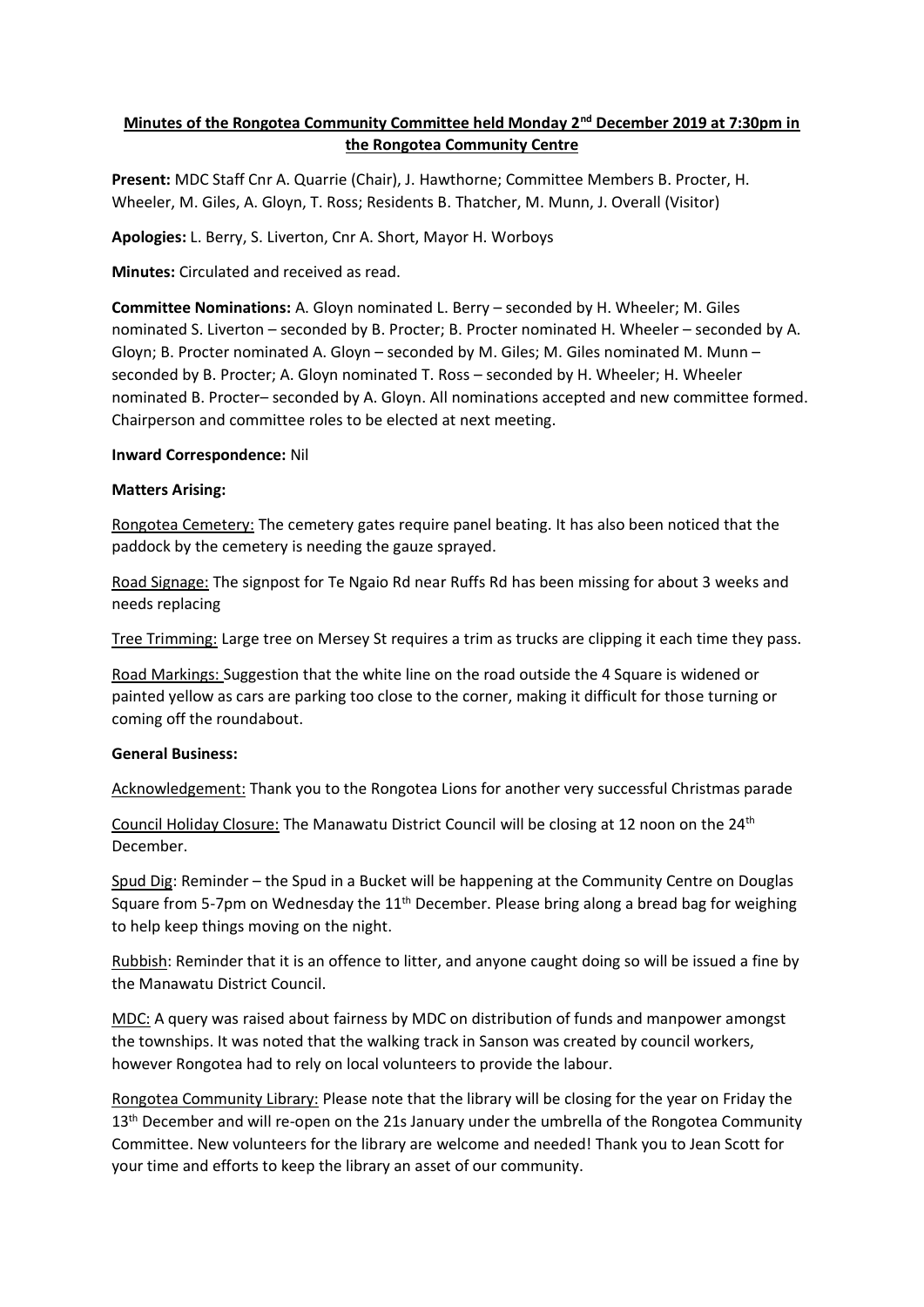**Minutes of the Rongotea Community Committee held Monday 2nd December 2019 at 7:30pm in the Rongotea Community Centre**

**Present:** MDC Staff Cnr A. Quarrie (Chair), J. Hawthorne; Committee Members B. Procter, H. Wheeler, M. Giles, A. Gloyn, T. Ross; Residents B. Thatcher, M. Munn, J. Overall (Visitor)

**Apologies:** L. Berry, S. Liverton, Cnr A. Short, Mayor H. Worboys

**Minutes:** Circulated and received as read.

**Committee Nominations:** A. Gloyn nominated L. Berry – seconded by H. Wheeler; M. Giles nominated S. Liverton – seconded by B. Procter; B. Procter nominated H. Wheeler – seconded by A. Gloyn; B. Procter nominated A. Gloyn – seconded by M. Giles; M. Giles nominated M. Munn – seconded by B. Procter; A. Gloyn nominated T. Ross – seconded by H. Wheeler; H. Wheeler nominated B. Procter– seconded by A. Gloyn. All nominations accepted and new committee formed. Chairperson and committee roles to be elected at next meeting.

**Inward Correspondence:** Nil

**Matters Arising:**

Rongotea Cemetery: The cemetery gates require panel beating. It has also been noticed that the paddock by the cemetery is needing the gauze sprayed.

Road Signage: The signpost for Te Ngaio Rd near Ruffs Rd has been missing for about 3 weeks and needs replacing

Tree Trimming: Large tree on Mersey St requires a trim as trucks are clipping it each time they pass.

Road Markings: Suggestion that the white line on the road outside the 4 Square is widened or painted yellow as cars are parking too close to the corner, making it difficult for those turning or coming off the roundabout.

**General Business:**

Acknowledgement: Thank you to the Rongotea Lions for another very successful Christmas parade

Council Holiday Closure: The Manawatu District Council will be closing at 12 noon on the 24th December.

Spud Dig: Reminder – the Spud in a Bucket will be happening at the Community Centre on Douglas Square from 5-7pm on Wednesday the 11th December. Please bring along a bread bag for weighing to help keep things moving on the night.

Rubbish: Reminder that it is an offence to litter, and anyone caught doing so will be issued a fine by the Manawatu District Council.

MDC: A query was raised about fairness by MDC on distribution of funds and manpower amongst the townships. It was noted that the walking track in Sanson was created by council workers, however Rongotea had to rely on local volunteers to provide the labour.

Rongotea Community Library: Please note that the library will be closing for the year on Friday the 13th December and will re-open on the 21s January under the umbrella of the Rongotea Community Committee. New volunteers for the library are welcome and needed! Thank you to Jean Scott for your time and efforts to keep the library an asset of our community.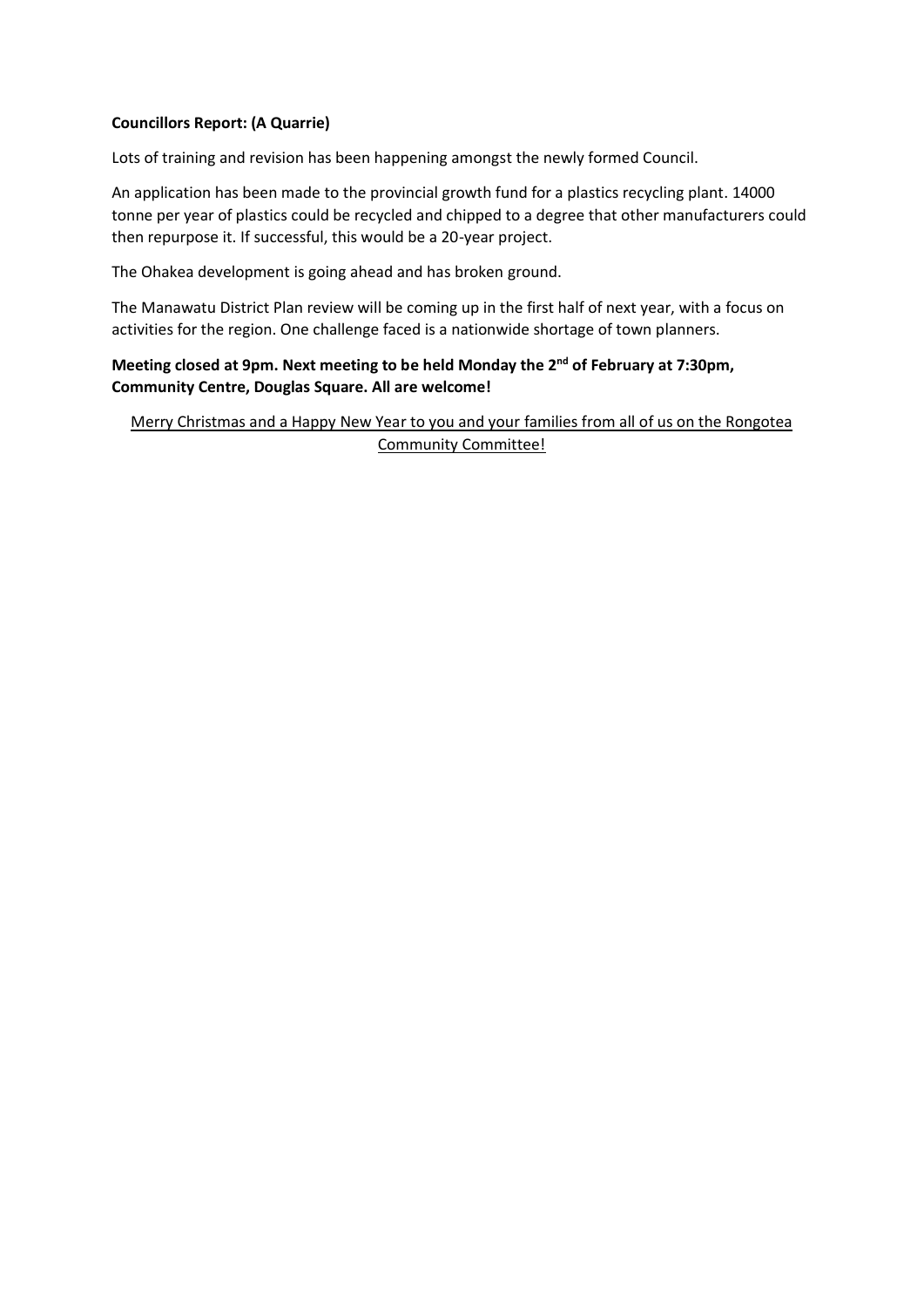**Councillors Report: (A Quarrie)**

Lots of training and revision has been happening amongst the newly formed Council.

An application has been made to the provincial growth fund for a plastics recycling plant. 14000 tonne per year of plastics could be recycled and chipped to a degree that other manufacturers could then repurpose it. If successful, this would be a 20-year project.

The Ohakea development is going ahead and has broken ground.

The Manawatu District Plan review will be coming up in the first half of next year, with a focus on activities for the region. One challenge faced is a nationwide shortage of town planners.

**Meeting closed at 9pm. Next meeting to be held Monday the 2nd of February at 7:30pm, Community Centre, Douglas Square. All are welcome!**

<u>Merry Christmas and a Happy New Year to you and your families from all of us on the Rongotea Community Committee!</u>